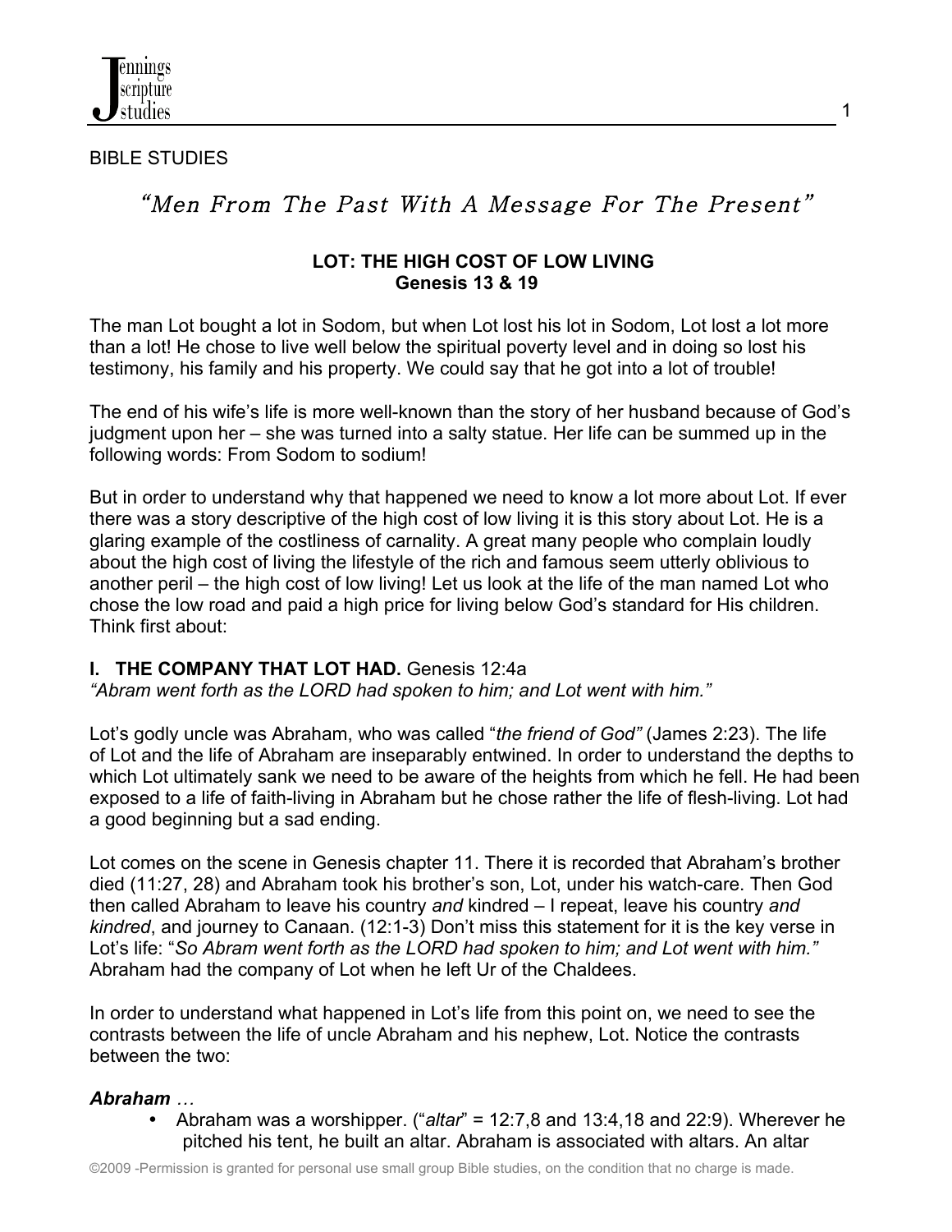BIBLE STUDIES

## *"Men From The Past With A Message For The Present"*

### LOT: THE HIGH COST OF LOW LIVING
**Genesis 13 & 19**

The man Lot bought a lot in Sodom, but when Lot lost his lot in Sodom, Lot lost a lot more than a lot! He chose to live well below the spiritual poverty level and in doing so lost his testimony, his family and his property. We could say that he got into a lot of trouble!

The end of his wife's life is more well-known than the story of her husband because of God's judgment upon her – she was turned into a salty statue. Her life can be summed up in the following words: From Sodom to sodium!

But in order to understand why that happened we need to know a lot more about Lot. If ever there was a story descriptive of the high cost of low living it is this story about Lot. He is a glaring example of the costliness of carnality. A great many people who complain loudly about the high cost of living the lifestyle of the rich and famous seem utterly oblivious to another peril – the high cost of low living! Let us look at the life of the man named Lot who chose the low road and paid a high price for living below God's standard for His children. Think first about:

**I. THE COMPANY THAT LOT HAD.** Genesis 12:4a
*"Abram went forth as the LORD had spoken to him; and Lot went with him."*

Lot's godly uncle was Abraham, who was called "*the friend of God"* (James 2:23). The life of Lot and the life of Abraham are inseparably entwined. In order to understand the depths to which Lot ultimately sank we need to be aware of the heights from which he fell. He had been exposed to a life of faith-living in Abraham but he chose rather the life of flesh-living. Lot had a good beginning but a sad ending.

Lot comes on the scene in Genesis chapter 11. There it is recorded that Abraham's brother died (11:27, 28) and Abraham took his brother's son, Lot, under his watch-care. Then God then called Abraham to leave his country *and* kindred – I repeat, leave his country *and kindred*, and journey to Canaan. (12:1-3) Don't miss this statement for it is the key verse in Lot's life: "*So Abram went forth as the LORD had spoken to him; and Lot went with him."* Abraham had the company of Lot when he left Ur of the Chaldees.

In order to understand what happened in Lot's life from this point on, we need to see the contrasts between the life of uncle Abraham and his nephew, Lot. Notice the contrasts between the two:

***Abraham …***

- Abraham was a worshipper. ("*altar*" = 12:7,8 and 13:4,18 and 22:9). Wherever he pitched his tent, he built an altar. Abraham is associated with altars. An altar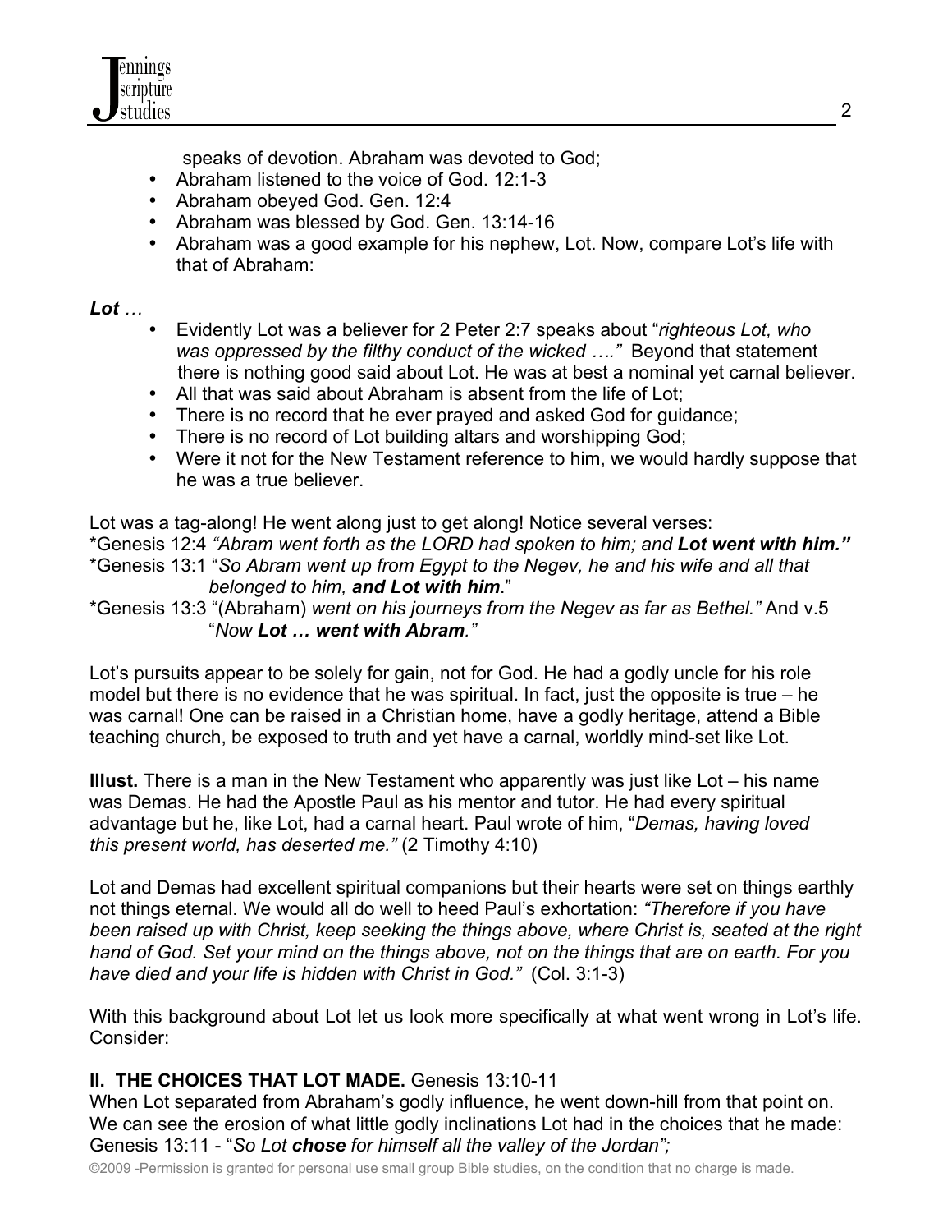speaks of devotion. Abraham was devoted to God;

- Abraham listened to the voice of God. 12:1-3
- Abraham obeyed God. Gen. 12:4
- Abraham was blessed by God. Gen. 13:14-16
- Abraham was a good example for his nephew, Lot. Now, compare Lot's life with that of Abraham:

***Lot …***

- Evidently Lot was a believer for 2 Peter 2:7 speaks about "*righteous Lot, who was oppressed by the filthy conduct of the wicked …."* Beyond that statement there is nothing good said about Lot. He was at best a nominal yet carnal believer.
- All that was said about Abraham is absent from the life of Lot;
- There is no record that he ever prayed and asked God for guidance;
- There is no record of Lot building altars and worshipping God;
- Were it not for the New Testament reference to him, we would hardly suppose that he was a true believer.

Lot was a tag-along! He went along just to get along! Notice several verses:
*Genesis 12:4 *"Abram went forth as the LORD had spoken to him; and **Lot went with him."***
*Genesis 13:1 "*So Abram went up from Egypt to the Negev, he and his wife and all that belonged to him, **and Lot with him**.*"
*Genesis 13:3 "(Abraham) *went on his journeys from the Negev as far as Bethel."* And v.5 "*Now **Lot … went with Abram**."*

Lot's pursuits appear to be solely for gain, not for God. He had a godly uncle for his role model but there is no evidence that he was spiritual. In fact, just the opposite is true – he was carnal! One can be raised in a Christian home, have a godly heritage, attend a Bible teaching church, be exposed to truth and yet have a carnal, worldly mind-set like Lot.

**Illust.** There is a man in the New Testament who apparently was just like Lot – his name was Demas. He had the Apostle Paul as his mentor and tutor. He had every spiritual advantage but he, like Lot, had a carnal heart. Paul wrote of him, "*Demas, having loved this present world, has deserted me."* (2 Timothy 4:10)

Lot and Demas had excellent spiritual companions but their hearts were set on things earthly not things eternal. We would all do well to heed Paul's exhortation: *"Therefore if you have been raised up with Christ, keep seeking the things above, where Christ is, seated at the right hand of God. Set your mind on the things above, not on the things that are on earth. For you have died and your life is hidden with Christ in God."* (Col. 3:1-3)

With this background about Lot let us look more specifically at what went wrong in Lot's life. Consider:

## II. THE CHOICES THAT LOT MADE. Genesis 13:10-11

When Lot separated from Abraham's godly influence, he went down-hill from that point on. We can see the erosion of what little godly inclinations Lot had in the choices that he made:
Genesis 13:11 - "*So Lot **chose** for himself all the valley of the Jordan";*

©2009 -Permission is granted for personal use small group Bible studies, on the condition that no charge is made.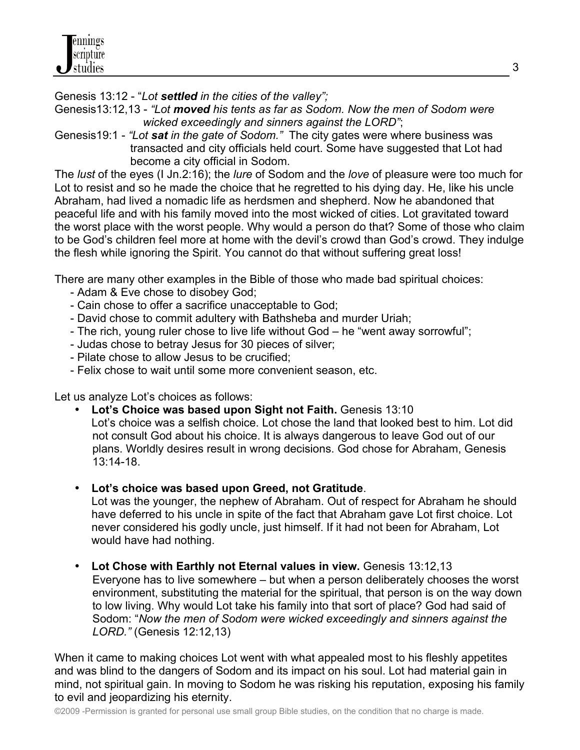Genesis 13:12 - "*Lot **settled** in the cities of the valley";*

Genesis13:12,13 - *"Lot **moved** his tents as far as Sodom. Now the men of Sodom were wicked exceedingly and sinners against the LORD"*;

Genesis19:1 - *"Lot **sat** in the gate of Sodom."* The city gates were where business was transacted and city officials held court. Some have suggested that Lot had become a city official in Sodom.

The *lust* of the eyes (I Jn.2:16); the *lure* of Sodom and the *love* of pleasure were too much for Lot to resist and so he made the choice that he regretted to his dying day. He, like his uncle Abraham, had lived a nomadic life as herdsmen and shepherd. Now he abandoned that peaceful life and with his family moved into the most wicked of cities. Lot gravitated toward the worst place with the worst people. Why would a person do that? Some of those who claim to be God's children feel more at home with the devil's crowd than God's crowd. They indulge the flesh while ignoring the Spirit. You cannot do that without suffering great loss!

There are many other examples in the Bible of those who made bad spiritual choices:

- Adam & Eve chose to disobey God;
- Cain chose to offer a sacrifice unacceptable to God;
- David chose to commit adultery with Bathsheba and murder Uriah;
- The rich, young ruler chose to live life without God – he "went away sorrowful";
- Judas chose to betray Jesus for 30 pieces of silver;
- Pilate chose to allow Jesus to be crucified;
- Felix chose to wait until some more convenient season, etc.

Let us analyze Lot's choices as follows:

- **Lot's Choice was based upon Sight not Faith.** Genesis 13:10
  Lot's choice was a selfish choice. Lot chose the land that looked best to him. Lot did not consult God about his choice. It is always dangerous to leave God out of our plans. Worldly desires result in wrong decisions. God chose for Abraham, Genesis 13:14-18.

- **Lot's choice was based upon Greed, not Gratitude**.
  Lot was the younger, the nephew of Abraham. Out of respect for Abraham he should have deferred to his uncle in spite of the fact that Abraham gave Lot first choice. Lot never considered his godly uncle, just himself. If it had not been for Abraham, Lot would have had nothing.

- **Lot Chose with Earthly not Eternal values in view.** Genesis 13:12,13
  Everyone has to live somewhere – but when a person deliberately chooses the worst environment, substituting the material for the spiritual, that person is on the way down to low living. Why would Lot take his family into that sort of place? God had said of Sodom: "*Now the men of Sodom were wicked exceedingly and sinners against the LORD."* (Genesis 12:12,13)

When it came to making choices Lot went with what appealed most to his fleshly appetites and was blind to the dangers of Sodom and its impact on his soul. Lot had material gain in mind, not spiritual gain. In moving to Sodom he was risking his reputation, exposing his family to evil and jeopardizing his eternity.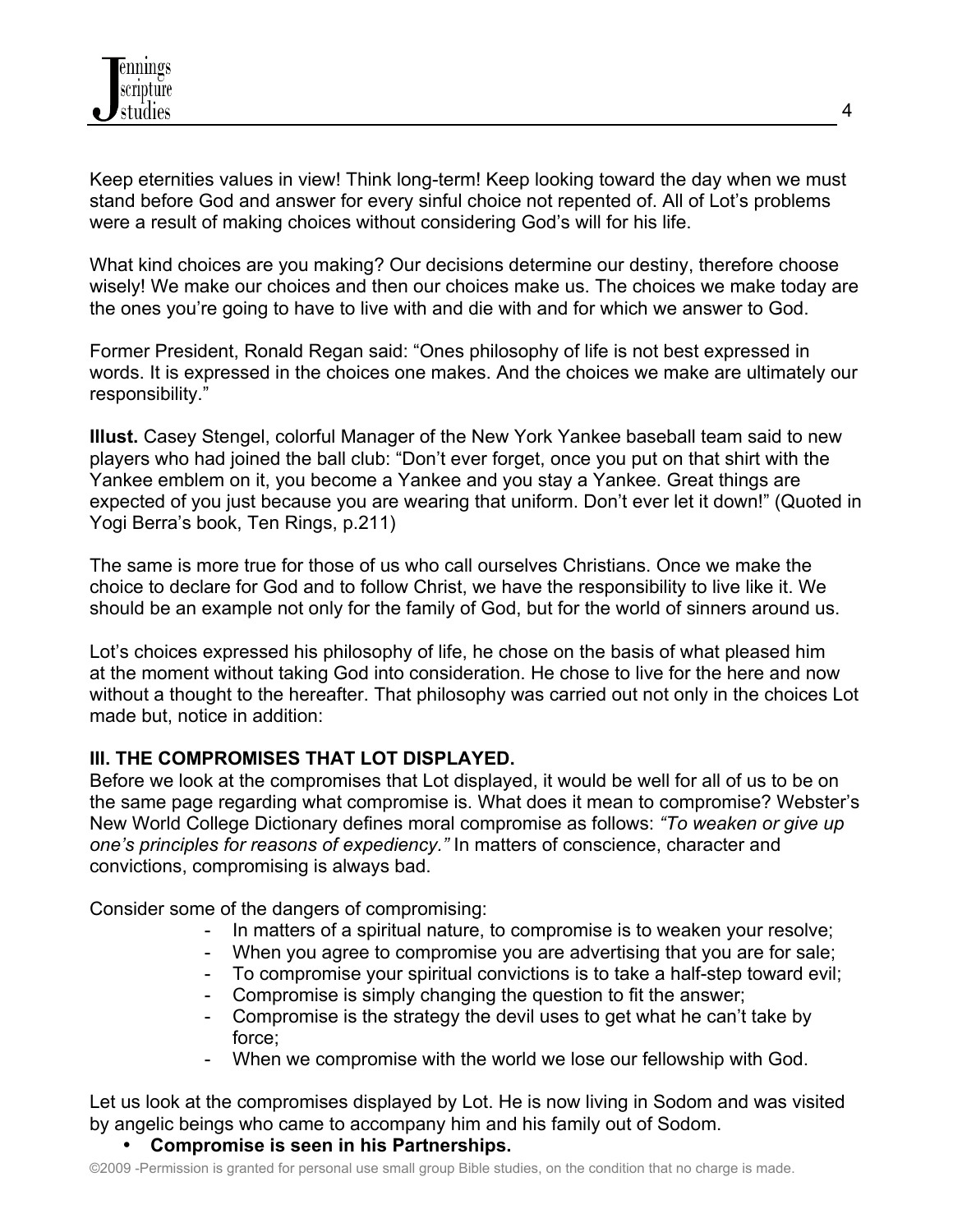Keep eternities values in view! Think long-term! Keep looking toward the day when we must stand before God and answer for every sinful choice not repented of. All of Lot's problems were a result of making choices without considering God's will for his life.

What kind choices are you making? Our decisions determine our destiny, therefore choose wisely! We make our choices and then our choices make us. The choices we make today are the ones you're going to have to live with and die with and for which we answer to God.

Former President, Ronald Regan said: "Ones philosophy of life is not best expressed in words. It is expressed in the choices one makes. And the choices we make are ultimately our responsibility."

**Illust.** Casey Stengel, colorful Manager of the New York Yankee baseball team said to new players who had joined the ball club: "Don't ever forget, once you put on that shirt with the Yankee emblem on it, you become a Yankee and you stay a Yankee. Great things are expected of you just because you are wearing that uniform. Don't ever let it down!" (Quoted in Yogi Berra's book, Ten Rings, p.211)

The same is more true for those of us who call ourselves Christians. Once we make the choice to declare for God and to follow Christ, we have the responsibility to live like it. We should be an example not only for the family of God, but for the world of sinners around us.

Lot's choices expressed his philosophy of life, he chose on the basis of what pleased him at the moment without taking God into consideration. He chose to live for the here and now without a thought to the hereafter. That philosophy was carried out not only in the choices Lot made but, notice in addition:

**III. THE COMPROMISES THAT LOT DISPLAYED.**

Before we look at the compromises that Lot displayed, it would be well for all of us to be on the same page regarding what compromise is. What does it mean to compromise? Webster's New World College Dictionary defines moral compromise as follows: *"To weaken or give up one's principles for reasons of expediency."* In matters of conscience, character and convictions, compromising is always bad.

Consider some of the dangers of compromising:

- In matters of a spiritual nature, to compromise is to weaken your resolve;
- When you agree to compromise you are advertising that you are for sale;
- To compromise your spiritual convictions is to take a half-step toward evil;
- Compromise is simply changing the question to fit the answer;
- Compromise is the strategy the devil uses to get what he can't take by force;
- When we compromise with the world we lose our fellowship with God.

Let us look at the compromises displayed by Lot. He is now living in Sodom and was visited by angelic beings who came to accompany him and his family out of Sodom.

- **Compromise is seen in his Partnerships.**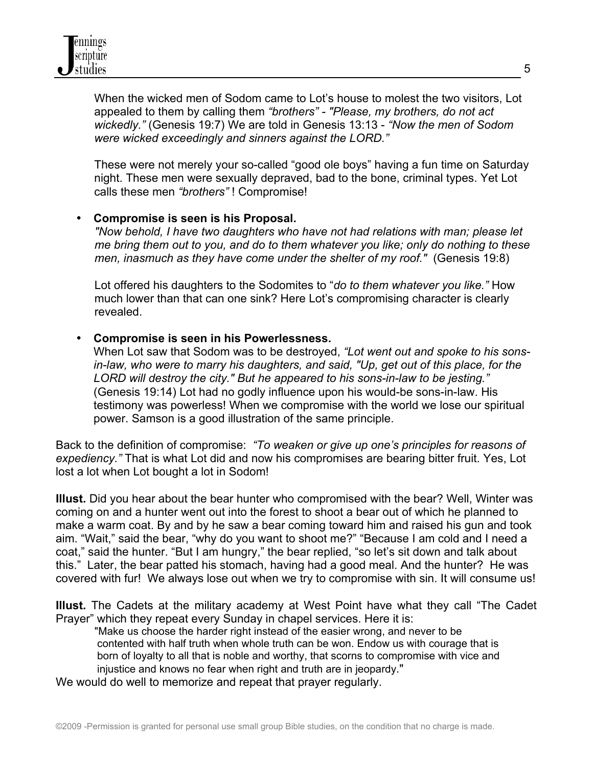When the wicked men of Sodom came to Lot's house to molest the two visitors, Lot appealed to them by calling them *"brothers"* - *"Please, my brothers, do not act wickedly."* (Genesis 19:7) We are told in Genesis 13:13 - *"Now the men of Sodom were wicked exceedingly and sinners against the LORD."*

These were not merely your so-called "good ole boys" having a fun time on Saturday night. These men were sexually depraved, bad to the bone, criminal types. Yet Lot calls these men *"brothers"* ! Compromise!

- **Compromise is seen is his Proposal.**
  *"Now behold, I have two daughters who have not had relations with man; please let me bring them out to you, and do to them whatever you like; only do nothing to these men, inasmuch as they have come under the shelter of my roof."* (Genesis 19:8)

  Lot offered his daughters to the Sodomites to "*do to them whatever you like."* How much lower than that can one sink? Here Lot's compromising character is clearly revealed.

- **Compromise is seen in his Powerlessness.**
  When Lot saw that Sodom was to be destroyed, *"Lot went out and spoke to his sons-in-law, who were to marry his daughters, and said, "Up, get out of this place, for the LORD will destroy the city." But he appeared to his sons-in-law to be jesting."* (Genesis 19:14) Lot had no godly influence upon his would-be sons-in-law. His testimony was powerless! When we compromise with the world we lose our spiritual power. Samson is a good illustration of the same principle.

Back to the definition of compromise: *"To weaken or give up one's principles for reasons of expediency."* That is what Lot did and now his compromises are bearing bitter fruit. Yes, Lot lost a lot when Lot bought a lot in Sodom!

**Illust.** Did you hear about the bear hunter who compromised with the bear? Well, Winter was coming on and a hunter went out into the forest to shoot a bear out of which he planned to make a warm coat. By and by he saw a bear coming toward him and raised his gun and took aim. "Wait," said the bear, "why do you want to shoot me?" "Because I am cold and I need a coat," said the hunter. "But I am hungry," the bear replied, "so let's sit down and talk about this." Later, the bear patted his stomach, having had a good meal. And the hunter? He was covered with fur! We always lose out when we try to compromise with sin. It will consume us!

**Illust.** The Cadets at the military academy at West Point have what they call "The Cadet Prayer" which they repeat every Sunday in chapel services. Here it is:

> "Make us choose the harder right instead of the easier wrong, and never to be contented with half truth when whole truth can be won. Endow us with courage that is born of loyalty to all that is noble and worthy, that scorns to compromise with vice and injustice and knows no fear when right and truth are in jeopardy."

We would do well to memorize and repeat that prayer regularly.

©2009 -Permission is granted for personal use small group Bible studies, on the condition that no charge is made.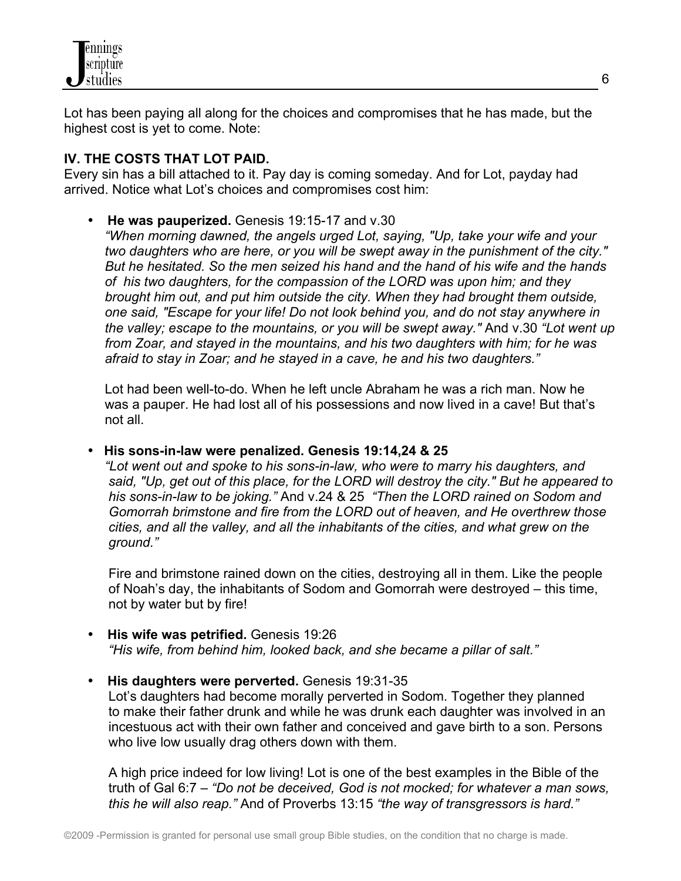Lot has been paying all along for the choices and compromises that he has made, but the highest cost is yet to come. Note:

**IV. THE COSTS THAT LOT PAID.**

Every sin has a bill attached to it. Pay day is coming someday. And for Lot, payday had arrived. Notice what Lot's choices and compromises cost him:

- **He was pauperized.** Genesis 19:15-17 and v.30
  *"When morning dawned, the angels urged Lot, saying, "Up, take your wife and your two daughters who are here, or you will be swept away in the punishment of the city." But he hesitated. So the men seized his hand and the hand of his wife and the hands of his two daughters, for the compassion of the LORD was upon him; and they brought him out, and put him outside the city. When they had brought them outside, one said, "Escape for your life! Do not look behind you, and do not stay anywhere in the valley; escape to the mountains, or you will be swept away."* And v.30 *"Lot went up from Zoar, and stayed in the mountains, and his two daughters with him; for he was afraid to stay in Zoar; and he stayed in a cave, he and his two daughters."*

  Lot had been well-to-do. When he left uncle Abraham he was a rich man. Now he was a pauper. He had lost all of his possessions and now lived in a cave! But that's not all.

- **His sons-in-law were penalized. Genesis 19:14,24 & 25**
  *"Lot went out and spoke to his sons-in-law, who were to marry his daughters, and said, "Up, get out of this place, for the LORD will destroy the city." But he appeared to his sons-in-law to be joking."* And v.24 & 25 *"Then the LORD rained on Sodom and Gomorrah brimstone and fire from the LORD out of heaven, and He overthrew those cities, and all the valley, and all the inhabitants of the cities, and what grew on the ground."*

  Fire and brimstone rained down on the cities, destroying all in them. Like the people of Noah's day, the inhabitants of Sodom and Gomorrah were destroyed – this time, not by water but by fire!

- **His wife was petrified.** Genesis 19:26
  *"His wife, from behind him, looked back, and she became a pillar of salt."*

- **His daughters were perverted.** Genesis 19:31-35
  Lot's daughters had become morally perverted in Sodom. Together they planned to make their father drunk and while he was drunk each daughter was involved in an incestuous act with their own father and conceived and gave birth to a son. Persons who live low usually drag others down with them.

  A high price indeed for low living! Lot is one of the best examples in the Bible of the truth of Gal 6:7 – *"Do not be deceived, God is not mocked; for whatever a man sows, this he will also reap."* And of Proverbs 13:15 *"the way of transgressors is hard."*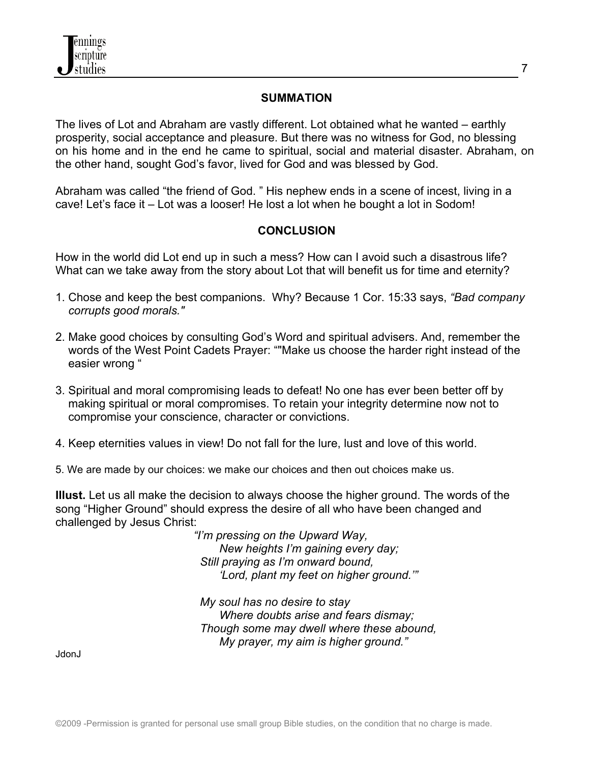## SUMMATION

The lives of Lot and Abraham are vastly different. Lot obtained what he wanted – earthly prosperity, social acceptance and pleasure. But there was no witness for God, no blessing on his home and in the end he came to spiritual, social and material disaster. Abraham, on the other hand, sought God's favor, lived for God and was blessed by God.

Abraham was called "the friend of God. " His nephew ends in a scene of incest, living in a cave! Let's face it – Lot was a looser! He lost a lot when he bought a lot in Sodom!

## CONCLUSION

How in the world did Lot end up in such a mess? How can I avoid such a disastrous life? What can we take away from the story about Lot that will benefit us for time and eternity?

1. Chose and keep the best companions. Why? Because 1 Cor. 15:33 says, *"Bad company corrupts good morals."*

2. Make good choices by consulting God's Word and spiritual advisers. And, remember the words of the West Point Cadets Prayer: ""Make us choose the harder right instead of the easier wrong "

3. Spiritual and moral compromising leads to defeat! No one has ever been better off by making spiritual or moral compromises. To retain your integrity determine now not to compromise your conscience, character or convictions.

4. Keep eternities values in view! Do not fall for the lure, lust and love of this world.

5. We are made by our choices: we make our choices and then out choices make us.

**Illust.** Let us all make the decision to always choose the higher ground. The words of the song "Higher Ground" should express the desire of all who have been changed and challenged by Jesus Christ:

*"I'm pressing on the Upward Way,*
*New heights I'm gaining every day;*
*Still praying as I'm onward bound,*
*'Lord, plant my feet on higher ground.'"*

*My soul has no desire to stay*
*Where doubts arise and fears dismay;*
*Though some may dwell where these abound,*
*My prayer, my aim is higher ground."*

JdonJ

©2009 -Permission is granted for personal use small group Bible studies, on the condition that no charge is made.